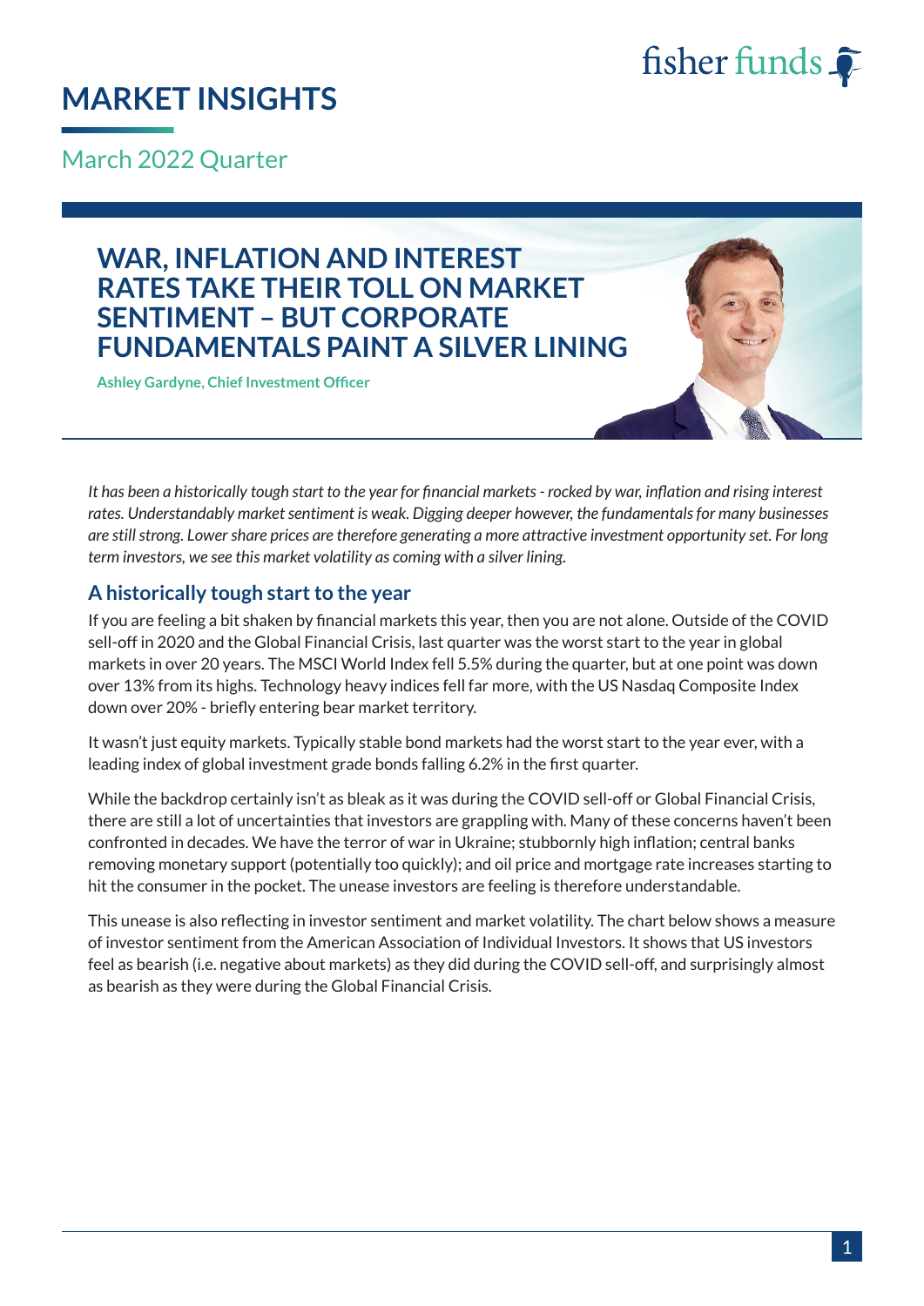# MARKET INSIGHTS

March 2022 Quarter

## WAR, INFLATION AND INTEREST RATES TAKE THEIR TOLL ON MARKET SENTIMENT – BUT CORPORATE FUNDAMENTALS PAINT A SILVER LINING

**Ashley Gardyne, Chief Investment Officer**

*It has been a historically tough start to the year for financial markets - rocked by war, inflation and rising interest rates. Understandably market sentiment is weak. Digging deeper however, the fundamentals for many businesses are still strong. Lower share prices are therefore generating a more attractive investment opportunity set. For long term investors, we see this market volatility as coming with a silver lining.*

### A historically tough start to the year

If you are feeling a bit shaken by financial markets this year, then you are not alone. Outside of the COVID sell-off in 2020 and the Global Financial Crisis, last quarter was the worst start to the year in global markets in over 20 years. The MSCI World Index fell 5.5% during the quarter, but at one point was down over 13% from its highs. Technology heavy indices fell far more, with the US Nasdaq Composite Index down over 20% - briefly entering bear market territory.

It wasn't just equity markets. Typically stable bond markets had the worst start to the year ever, with a leading index of global investment grade bonds falling 6.2% in the first quarter.

While the backdrop certainly isn't as bleak as it was during the COVID sell-off or Global Financial Crisis, there are still a lot of uncertainties that investors are grappling with. Many of these concerns haven't been confronted in decades. We have the terror of war in Ukraine; stubbornly high inflation; central banks removing monetary support (potentially too quickly); and oil price and mortgage rate increases starting to hit the consumer in the pocket. The unease investors are feeling is therefore understandable.

This unease is also reflecting in investor sentiment and market volatility. The chart below shows a measure of investor sentiment from the American Association of Individual Investors. It shows that US investors feel as bearish (i.e. negative about markets) as they did during the COVID sell-off, and surprisingly almost as bearish as they were during the Global Financial Crisis.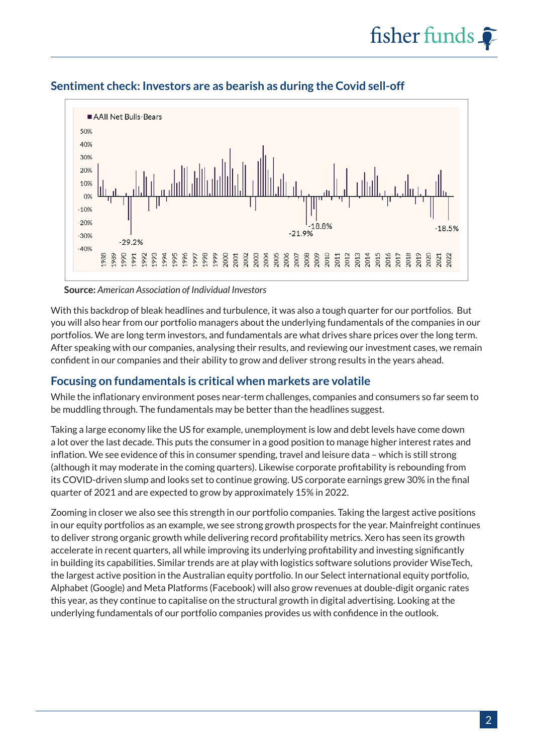## Sentiment check: Investors are as bearish as during the Covid sell-off

**Source:** *American Association of Individual Investors*

With this backdrop of bleak headlines and turbulence, it was also a tough quarter for our portfolios. But you will also hear from our portfolio managers about the underlying fundamentals of the companies in our portfolios. We are long term investors, and fundamentals are what drives share prices over the long term. After speaking with our companies, analysing their results, and reviewing our investment cases, we remain confident in our companies and their ability to grow and deliver strong results in the years ahead.

## Focusing on fundamentals is critical when markets are volatile

While the inflationary environment poses near-term challenges, companies and consumers so far seem to be muddling through. The fundamentals may be better than the headlines suggest.

Taking a large economy like the US for example, unemployment is low and debt levels have come down a lot over the last decade. This puts the consumer in a good position to manage higher interest rates and inflation. We see evidence of this in consumer spending, travel and leisure data – which is still strong (although it may moderate in the coming quarters). Likewise corporate profitability is rebounding from its COVID-driven slump and looks set to continue growing. US corporate earnings grew 30% in the final quarter of 2021 and are expected to grow by approximately 15% in 2022.

Zooming in closer we also see this strength in our portfolio companies. Taking the largest active positions in our equity portfolios as an example, we see strong growth prospects for the year. Mainfreight continues to deliver strong organic growth while delivering record profitability metrics. Xero has seen its growth accelerate in recent quarters, all while improving its underlying profitability and investing significantly in building its capabilities. Similar trends are at play with logistics software solutions provider WiseTech, the largest active position in the Australian equity portfolio. In our Select international equity portfolio, Alphabet (Google) and Meta Platforms (Facebook) will also grow revenues at double-digit organic rates this year, as they continue to capitalise on the structural growth in digital advertising. Looking at the underlying fundamentals of our portfolio companies provides us with confidence in the outlook.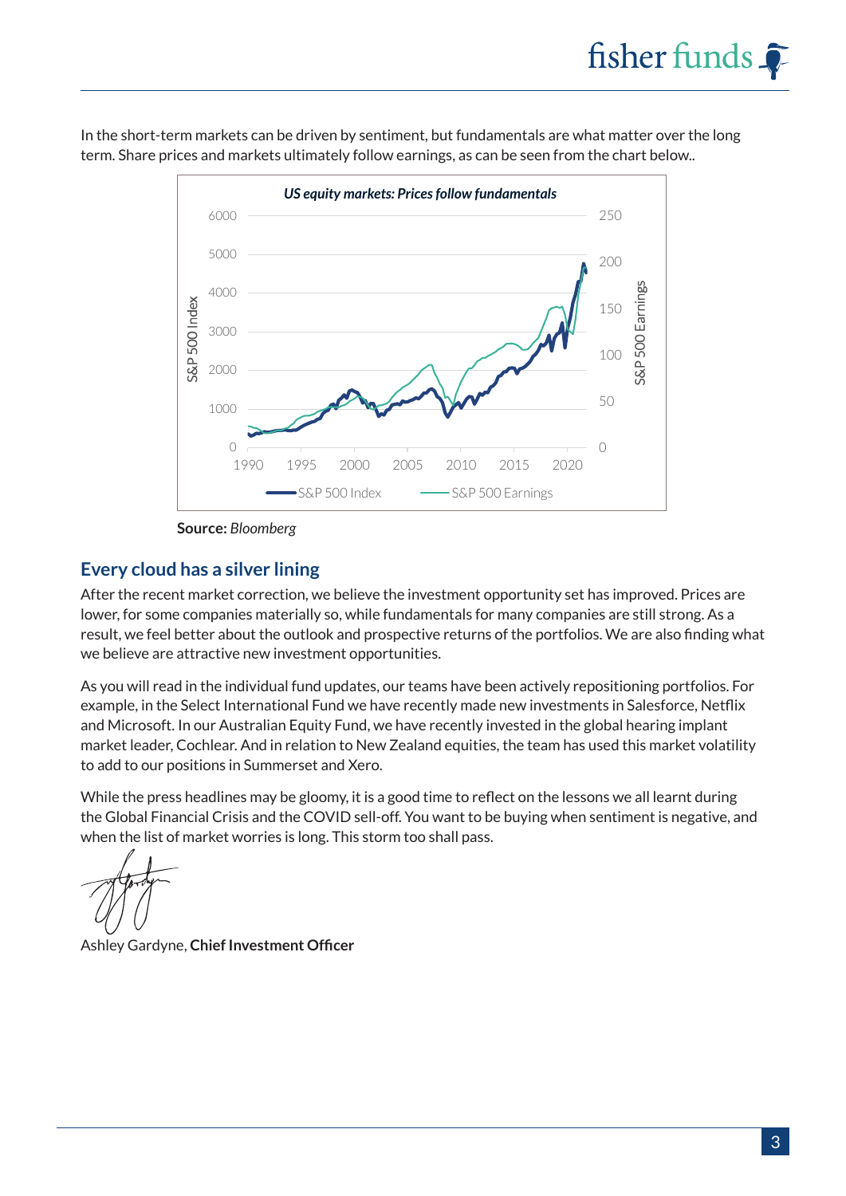In the short-term markets can be driven by sentiment, but fundamentals are what matter over the long term. Share prices and markets ultimately follow earnings, as can be seen from the chart below..

*US equity markets: Prices follow fundamentals*

**Source:** *Bloomberg*

## Every cloud has a silver lining

After the recent market correction, we believe the investment opportunity set has improved. Prices are lower, for some companies materially so, while fundamentals for many companies are still strong. As a result, we feel better about the outlook and prospective returns of the portfolios. We are also finding what we believe are attractive new investment opportunities.

As you will read in the individual fund updates, our teams have been actively repositioning portfolios. For example, in the Select International Fund we have recently made new investments in Salesforce, Netflix and Microsoft. In our Australian Equity Fund, we have recently invested in the global hearing implant market leader, Cochlear. And in relation to New Zealand equities, the team has used this market volatility to add to our positions in Summerset and Xero.

While the press headlines may be gloomy, it is a good time to reflect on the lessons we all learnt during the Global Financial Crisis and the COVID sell-off. You want to be buying when sentiment is negative, and when the list of market worries is long. This storm too shall pass.

Ashley Gardyne, **Chief Investment Officer**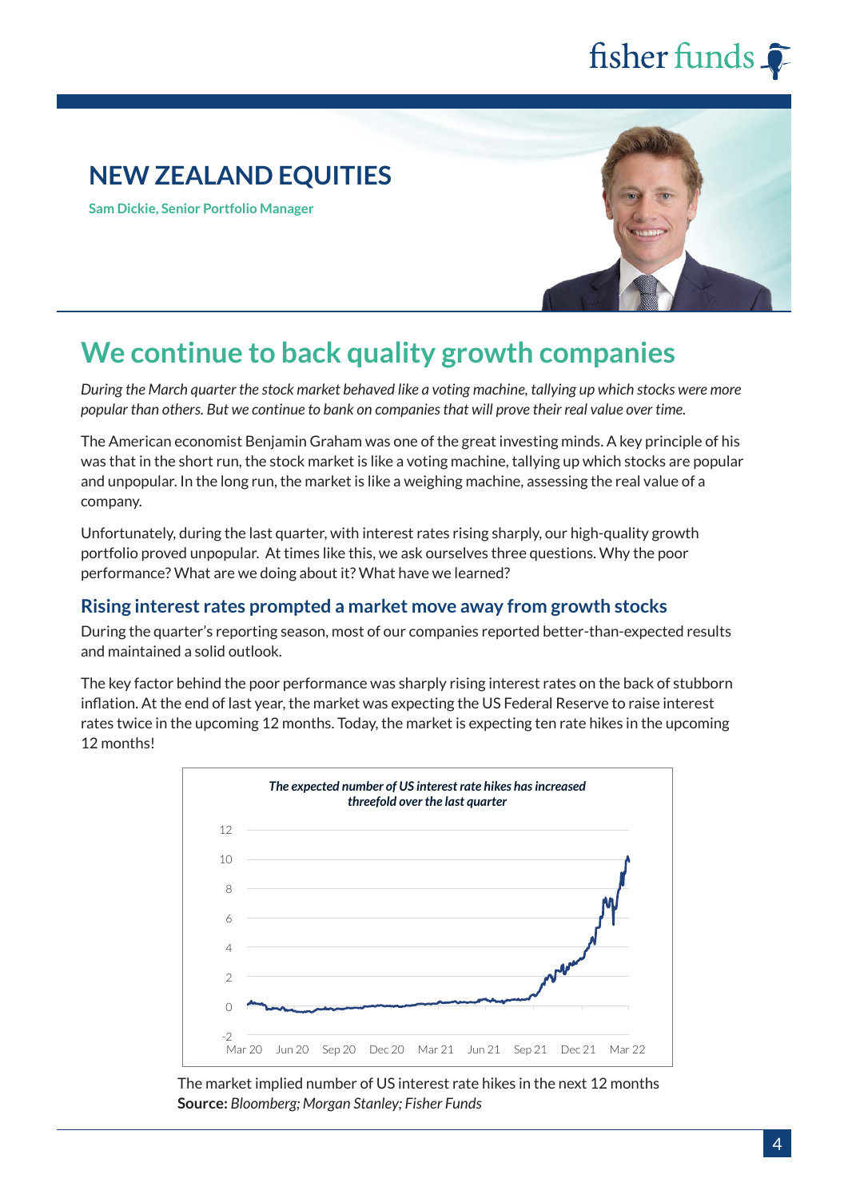# NEW ZEALAND EQUITIES

**Sam Dickie, Senior Portfolio Manager**

## We continue to back quality growth companies

*During the March quarter the stock market behaved like a voting machine, tallying up which stocks were more popular than others. But we continue to bank on companies that will prove their real value over time.*

The American economist Benjamin Graham was one of the great investing minds. A key principle of his was that in the short run, the stock market is like a voting machine, tallying up which stocks are popular and unpopular. In the long run, the market is like a weighing machine, assessing the real value of a company.

Unfortunately, during the last quarter, with interest rates rising sharply, our high-quality growth portfolio proved unpopular. At times like this, we ask ourselves three questions. Why the poor performance? What are we doing about it? What have we learned?

### Rising interest rates prompted a market move away from growth stocks

During the quarter's reporting season, most of our companies reported better-than-expected results and maintained a solid outlook.

The key factor behind the poor performance was sharply rising interest rates on the back of stubborn inflation. At the end of last year, the market was expecting the US Federal Reserve to raise interest rates twice in the upcoming 12 months. Today, the market is expecting ten rate hikes in the upcoming 12 months!

*The expected number of US interest rate hikes has increased threefold over the last quarter*

The market implied number of US interest rate hikes in the next 12 months
**Source:** *Bloomberg; Morgan Stanley; Fisher Funds*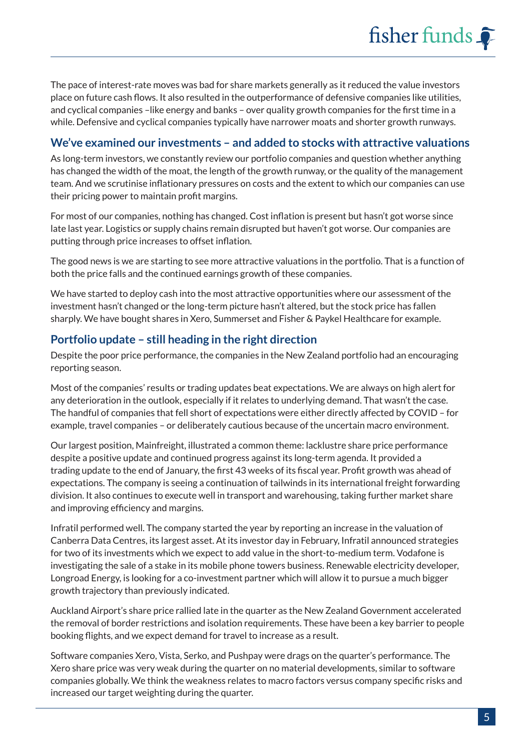The pace of interest-rate moves was bad for share markets generally as it reduced the value investors place on future cash flows. It also resulted in the outperformance of defensive companies like utilities, and cyclical companies –like energy and banks – over quality growth companies for the first time in a while. Defensive and cyclical companies typically have narrower moats and shorter growth runways.

## We've examined our investments – and added to stocks with attractive valuations

As long-term investors, we constantly review our portfolio companies and question whether anything has changed the width of the moat, the length of the growth runway, or the quality of the management team. And we scrutinise inflationary pressures on costs and the extent to which our companies can use their pricing power to maintain profit margins.

For most of our companies, nothing has changed. Cost inflation is present but hasn't got worse since late last year. Logistics or supply chains remain disrupted but haven't got worse. Our companies are putting through price increases to offset inflation.

The good news is we are starting to see more attractive valuations in the portfolio. That is a function of both the price falls and the continued earnings growth of these companies.

We have started to deploy cash into the most attractive opportunities where our assessment of the investment hasn't changed or the long-term picture hasn't altered, but the stock price has fallen sharply. We have bought shares in Xero, Summerset and Fisher & Paykel Healthcare for example.

## Portfolio update – still heading in the right direction

Despite the poor price performance, the companies in the New Zealand portfolio had an encouraging reporting season.

Most of the companies' results or trading updates beat expectations. We are always on high alert for any deterioration in the outlook, especially if it relates to underlying demand. That wasn't the case. The handful of companies that fell short of expectations were either directly affected by COVID – for example, travel companies – or deliberately cautious because of the uncertain macro environment.

Our largest position, Mainfreight, illustrated a common theme: lacklustre share price performance despite a positive update and continued progress against its long-term agenda. It provided a trading update to the end of January, the first 43 weeks of its fiscal year. Profit growth was ahead of expectations. The company is seeing a continuation of tailwinds in its international freight forwarding division. It also continues to execute well in transport and warehousing, taking further market share and improving efficiency and margins.

Infratil performed well. The company started the year by reporting an increase in the valuation of Canberra Data Centres, its largest asset. At its investor day in February, Infratil announced strategies for two of its investments which we expect to add value in the short-to-medium term. Vodafone is investigating the sale of a stake in its mobile phone towers business. Renewable electricity developer, Longroad Energy, is looking for a co-investment partner which will allow it to pursue a much bigger growth trajectory than previously indicated.

Auckland Airport's share price rallied late in the quarter as the New Zealand Government accelerated the removal of border restrictions and isolation requirements. These have been a key barrier to people booking flights, and we expect demand for travel to increase as a result.

Software companies Xero, Vista, Serko, and Pushpay were drags on the quarter's performance. The Xero share price was very weak during the quarter on no material developments, similar to software companies globally. We think the weakness relates to macro factors versus company specific risks and increased our target weighting during the quarter.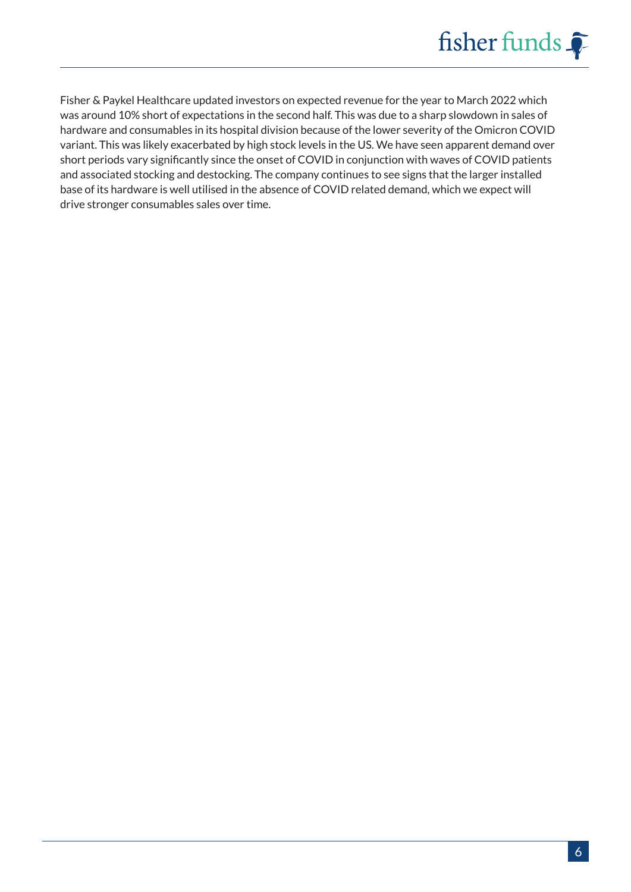Fisher & Paykel Healthcare updated investors on expected revenue for the year to March 2022 which was around 10% short of expectations in the second half. This was due to a sharp slowdown in sales of hardware and consumables in its hospital division because of the lower severity of the Omicron COVID variant. This was likely exacerbated by high stock levels in the US. We have seen apparent demand over short periods vary significantly since the onset of COVID in conjunction with waves of COVID patients and associated stocking and destocking. The company continues to see signs that the larger installed base of its hardware is well utilised in the absence of COVID related demand, which we expect will drive stronger consumables sales over time.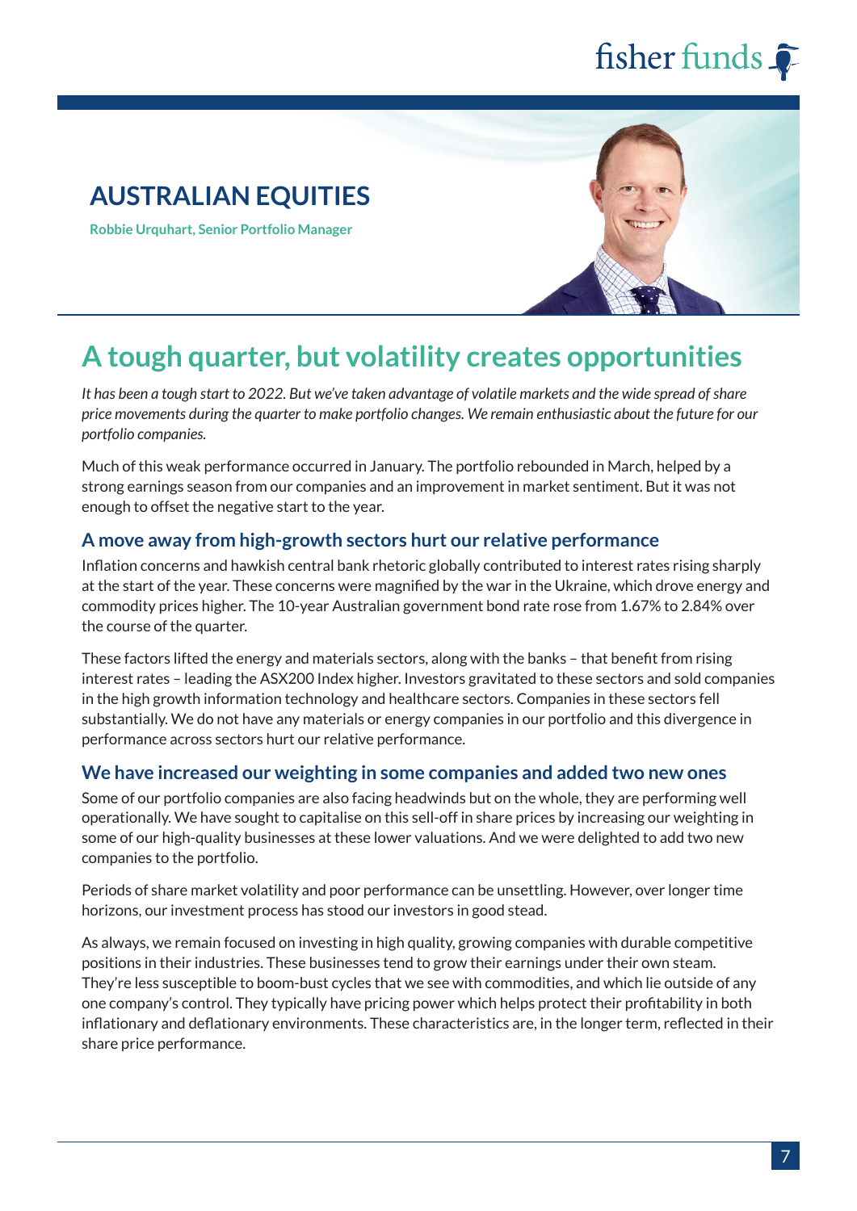# AUSTRALIAN EQUITIES

**Robbie Urquhart, Senior Portfolio Manager**

## A tough quarter, but volatility creates opportunities

*It has been a tough start to 2022. But we've taken advantage of volatile markets and the wide spread of share price movements during the quarter to make portfolio changes. We remain enthusiastic about the future for our portfolio companies.*

Much of this weak performance occurred in January. The portfolio rebounded in March, helped by a strong earnings season from our companies and an improvement in market sentiment. But it was not enough to offset the negative start to the year.

### A move away from high-growth sectors hurt our relative performance

Inflation concerns and hawkish central bank rhetoric globally contributed to interest rates rising sharply at the start of the year. These concerns were magnified by the war in the Ukraine, which drove energy and commodity prices higher. The 10-year Australian government bond rate rose from 1.67% to 2.84% over the course of the quarter.

These factors lifted the energy and materials sectors, along with the banks – that benefit from rising interest rates – leading the ASX200 Index higher. Investors gravitated to these sectors and sold companies in the high growth information technology and healthcare sectors. Companies in these sectors fell substantially. We do not have any materials or energy companies in our portfolio and this divergence in performance across sectors hurt our relative performance.

### We have increased our weighting in some companies and added two new ones

Some of our portfolio companies are also facing headwinds but on the whole, they are performing well operationally. We have sought to capitalise on this sell-off in share prices by increasing our weighting in some of our high-quality businesses at these lower valuations. And we were delighted to add two new companies to the portfolio.

Periods of share market volatility and poor performance can be unsettling. However, over longer time horizons, our investment process has stood our investors in good stead.

As always, we remain focused on investing in high quality, growing companies with durable competitive positions in their industries. These businesses tend to grow their earnings under their own steam. They're less susceptible to boom-bust cycles that we see with commodities, and which lie outside of any one company's control. They typically have pricing power which helps protect their profitability in both inflationary and deflationary environments. These characteristics are, in the longer term, reflected in their share price performance.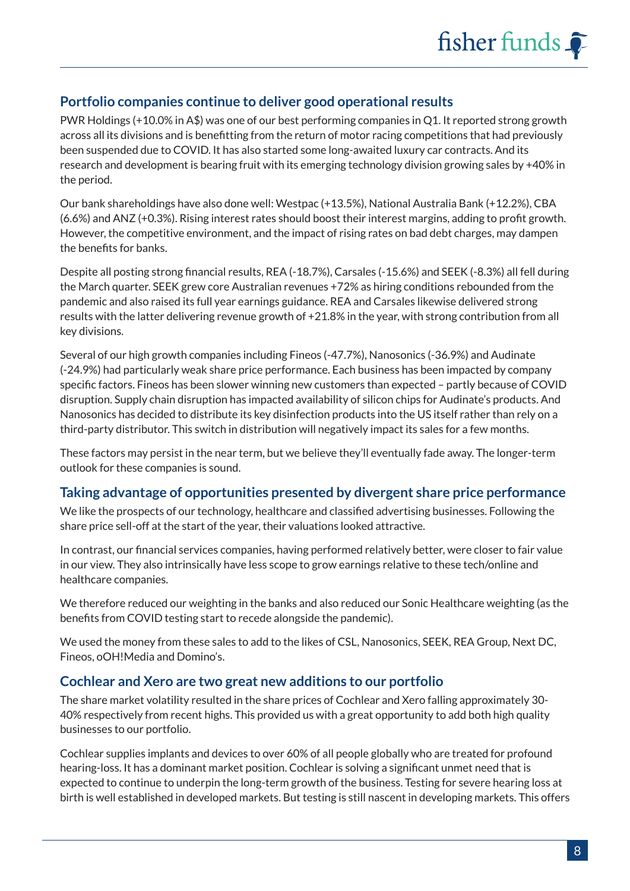## Portfolio companies continue to deliver good operational results

PWR Holdings (+10.0% in A$) was one of our best performing companies in Q1. It reported strong growth across all its divisions and is benefitting from the return of motor racing competitions that had previously been suspended due to COVID. It has also started some long-awaited luxury car contracts. And its research and development is bearing fruit with its emerging technology division growing sales by +40% in the period.

Our bank shareholdings have also done well: Westpac (+13.5%), National Australia Bank (+12.2%), CBA (6.6%) and ANZ (+0.3%). Rising interest rates should boost their interest margins, adding to profit growth. However, the competitive environment, and the impact of rising rates on bad debt charges, may dampen the benefits for banks.

Despite all posting strong financial results, REA (-18.7%), Carsales (-15.6%) and SEEK (-8.3%) all fell during the March quarter. SEEK grew core Australian revenues +72% as hiring conditions rebounded from the pandemic and also raised its full year earnings guidance. REA and Carsales likewise delivered strong results with the latter delivering revenue growth of +21.8% in the year, with strong contribution from all key divisions.

Several of our high growth companies including Fineos (-47.7%), Nanosonics (-36.9%) and Audinate (-24.9%) had particularly weak share price performance. Each business has been impacted by company specific factors. Fineos has been slower winning new customers than expected – partly because of COVID disruption. Supply chain disruption has impacted availability of silicon chips for Audinate's products. And Nanosonics has decided to distribute its key disinfection products into the US itself rather than rely on a third-party distributor. This switch in distribution will negatively impact its sales for a few months.

These factors may persist in the near term, but we believe they'll eventually fade away. The longer-term outlook for these companies is sound.

## Taking advantage of opportunities presented by divergent share price performance

We like the prospects of our technology, healthcare and classified advertising businesses. Following the share price sell-off at the start of the year, their valuations looked attractive.

In contrast, our financial services companies, having performed relatively better, were closer to fair value in our view. They also intrinsically have less scope to grow earnings relative to these tech/online and healthcare companies.

We therefore reduced our weighting in the banks and also reduced our Sonic Healthcare weighting (as the benefits from COVID testing start to recede alongside the pandemic).

We used the money from these sales to add to the likes of CSL, Nanosonics, SEEK, REA Group, Next DC, Fineos, oOH!Media and Domino's.

## Cochlear and Xero are two great new additions to our portfolio

The share market volatility resulted in the share prices of Cochlear and Xero falling approximately 30-40% respectively from recent highs. This provided us with a great opportunity to add both high quality businesses to our portfolio.

Cochlear supplies implants and devices to over 60% of all people globally who are treated for profound hearing-loss. It has a dominant market position. Cochlear is solving a significant unmet need that is expected to continue to underpin the long-term growth of the business. Testing for severe hearing loss at birth is well established in developed markets. But testing is still nascent in developing markets. This offers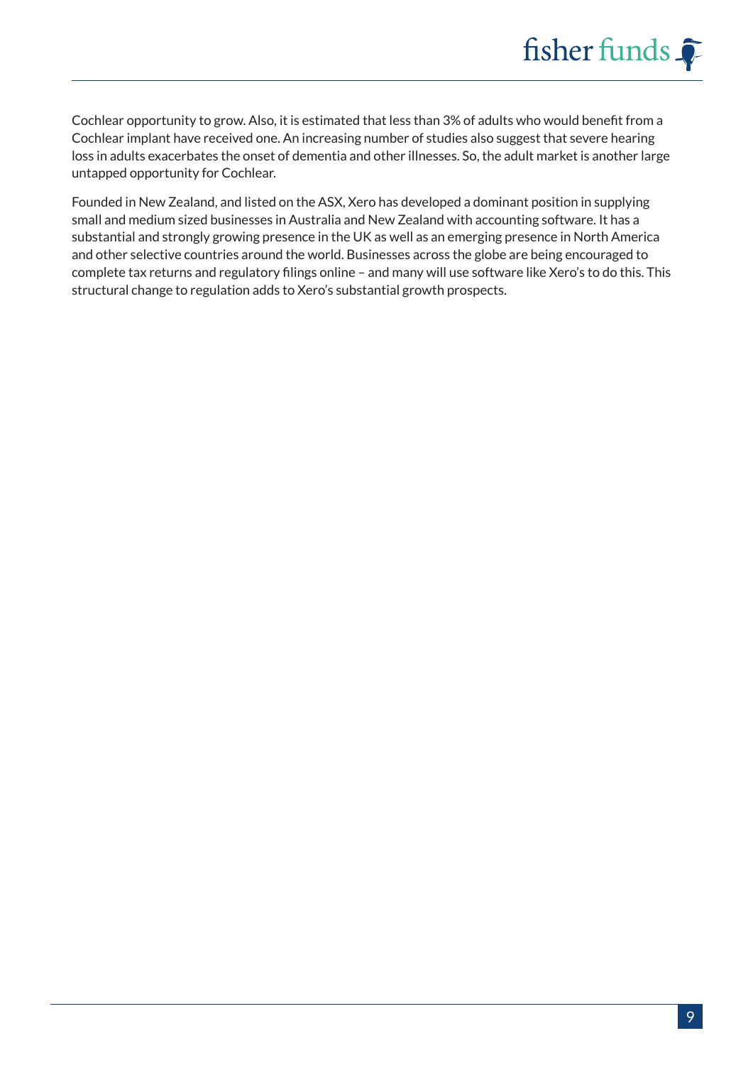Cochlear opportunity to grow. Also, it is estimated that less than 3% of adults who would benefit from a Cochlear implant have received one. An increasing number of studies also suggest that severe hearing loss in adults exacerbates the onset of dementia and other illnesses. So, the adult market is another large untapped opportunity for Cochlear.

Founded in New Zealand, and listed on the ASX, Xero has developed a dominant position in supplying small and medium sized businesses in Australia and New Zealand with accounting software. It has a substantial and strongly growing presence in the UK as well as an emerging presence in North America and other selective countries around the world. Businesses across the globe are being encouraged to complete tax returns and regulatory filings online – and many will use software like Xero's to do this. This structural change to regulation adds to Xero's substantial growth prospects.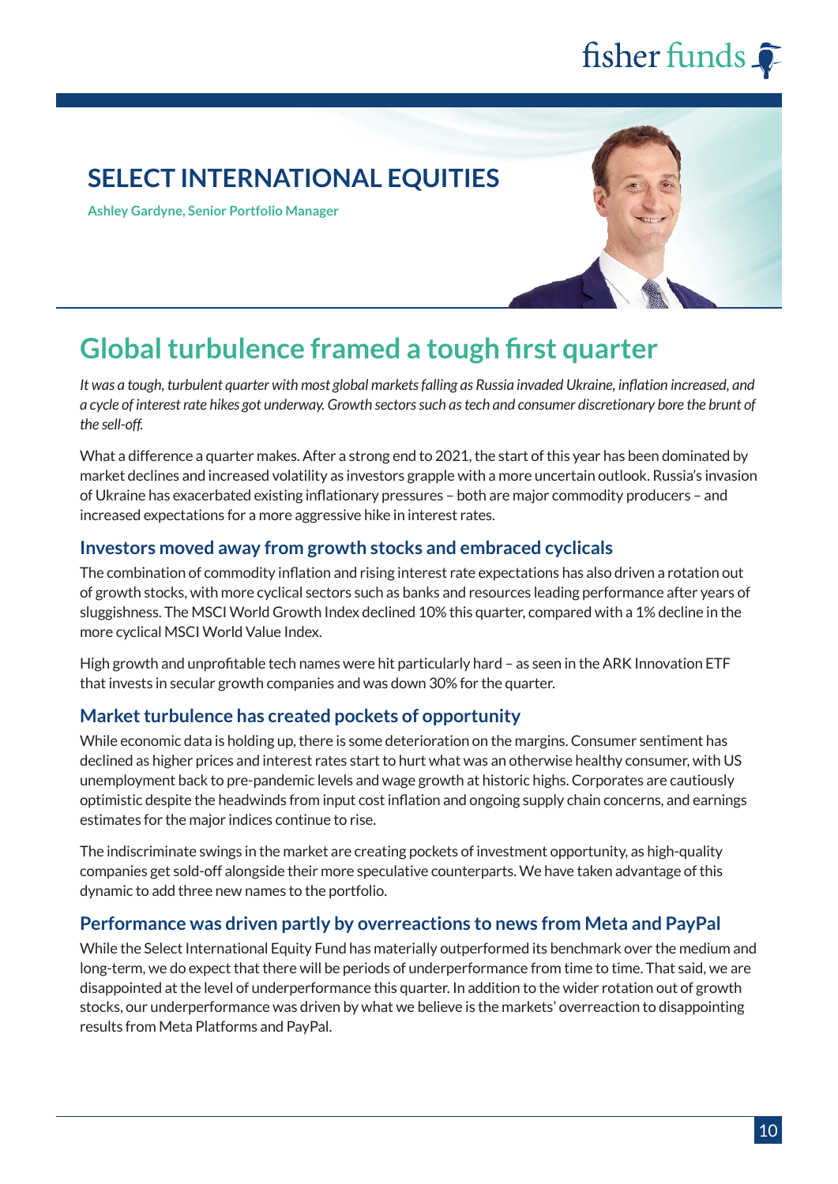# SELECT INTERNATIONAL EQUITIES

**Ashley Gardyne, Senior Portfolio Manager**

## Global turbulence framed a tough first quarter

*It was a tough, turbulent quarter with most global markets falling as Russia invaded Ukraine, inflation increased, and a cycle of interest rate hikes got underway. Growth sectors such as tech and consumer discretionary bore the brunt of the sell-off.*

What a difference a quarter makes. After a strong end to 2021, the start of this year has been dominated by market declines and increased volatility as investors grapple with a more uncertain outlook. Russia's invasion of Ukraine has exacerbated existing inflationary pressures – both are major commodity producers – and increased expectations for a more aggressive hike in interest rates.

### Investors moved away from growth stocks and embraced cyclicals

The combination of commodity inflation and rising interest rate expectations has also driven a rotation out of growth stocks, with more cyclical sectors such as banks and resources leading performance after years of sluggishness. The MSCI World Growth Index declined 10% this quarter, compared with a 1% decline in the more cyclical MSCI World Value Index.

High growth and unprofitable tech names were hit particularly hard – as seen in the ARK Innovation ETF that invests in secular growth companies and was down 30% for the quarter.

### Market turbulence has created pockets of opportunity

While economic data is holding up, there is some deterioration on the margins. Consumer sentiment has declined as higher prices and interest rates start to hurt what was an otherwise healthy consumer, with US unemployment back to pre-pandemic levels and wage growth at historic highs. Corporates are cautiously optimistic despite the headwinds from input cost inflation and ongoing supply chain concerns, and earnings estimates for the major indices continue to rise.

The indiscriminate swings in the market are creating pockets of investment opportunity, as high-quality companies get sold-off alongside their more speculative counterparts. We have taken advantage of this dynamic to add three new names to the portfolio.

### Performance was driven partly by overreactions to news from Meta and PayPal

While the Select International Equity Fund has materially outperformed its benchmark over the medium and long-term, we do expect that there will be periods of underperformance from time to time. That said, we are disappointed at the level of underperformance this quarter. In addition to the wider rotation out of growth stocks, our underperformance was driven by what we believe is the markets' overreaction to disappointing results from Meta Platforms and PayPal.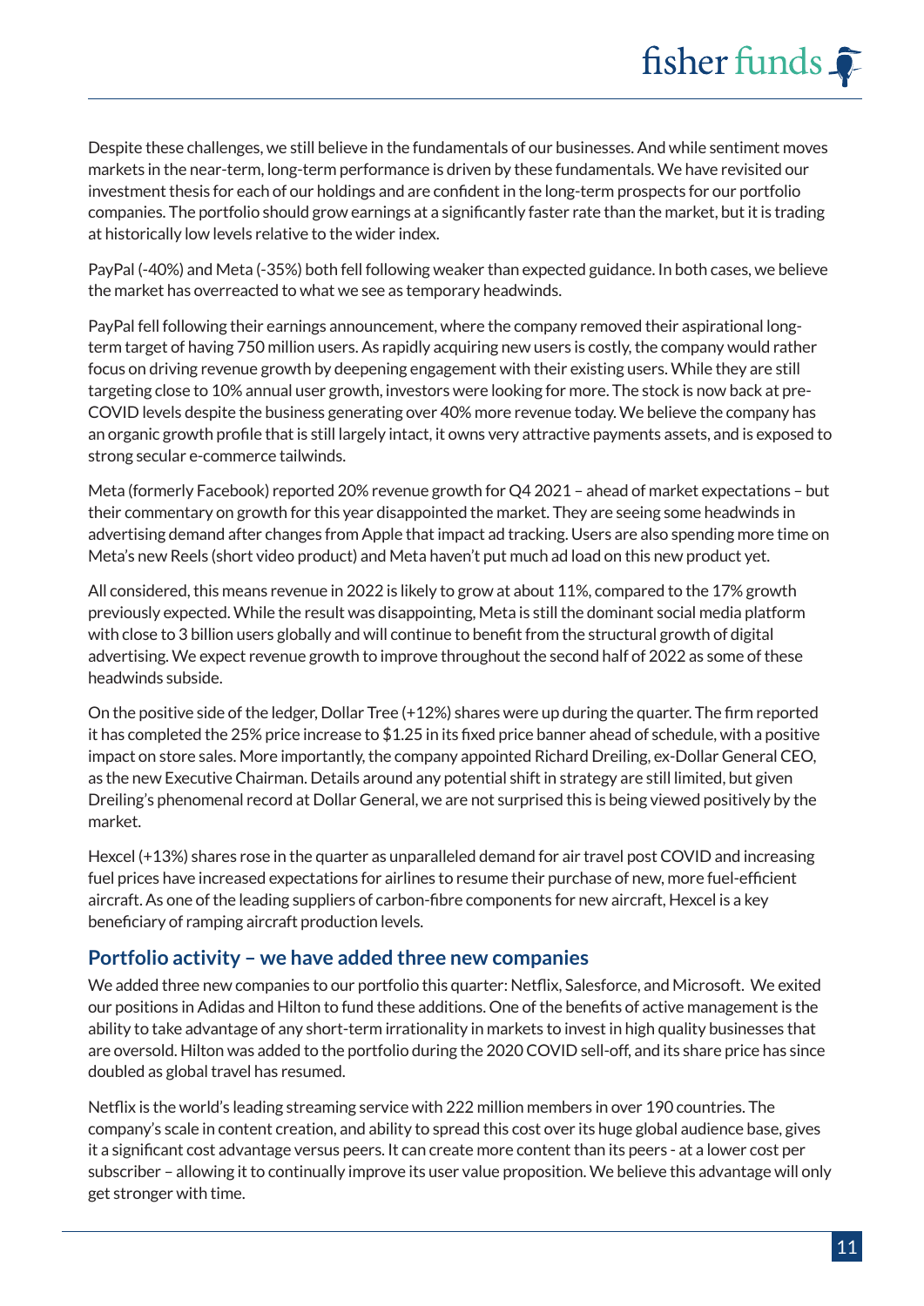Despite these challenges, we still believe in the fundamentals of our businesses. And while sentiment moves markets in the near-term, long-term performance is driven by these fundamentals. We have revisited our investment thesis for each of our holdings and are confident in the long-term prospects for our portfolio companies. The portfolio should grow earnings at a significantly faster rate than the market, but it is trading at historically low levels relative to the wider index.

PayPal (-40%) and Meta (-35%) both fell following weaker than expected guidance. In both cases, we believe the market has overreacted to what we see as temporary headwinds.

PayPal fell following their earnings announcement, where the company removed their aspirational long-term target of having 750 million users. As rapidly acquiring new users is costly, the company would rather focus on driving revenue growth by deepening engagement with their existing users. While they are still targeting close to 10% annual user growth, investors were looking for more. The stock is now back at pre-COVID levels despite the business generating over 40% more revenue today. We believe the company has an organic growth profile that is still largely intact, it owns very attractive payments assets, and is exposed to strong secular e-commerce tailwinds.

Meta (formerly Facebook) reported 20% revenue growth for Q4 2021 – ahead of market expectations – but their commentary on growth for this year disappointed the market. They are seeing some headwinds in advertising demand after changes from Apple that impact ad tracking. Users are also spending more time on Meta's new Reels (short video product) and Meta haven't put much ad load on this new product yet.

All considered, this means revenue in 2022 is likely to grow at about 11%, compared to the 17% growth previously expected. While the result was disappointing, Meta is still the dominant social media platform with close to 3 billion users globally and will continue to benefit from the structural growth of digital advertising. We expect revenue growth to improve throughout the second half of 2022 as some of these headwinds subside.

On the positive side of the ledger, Dollar Tree (+12%) shares were up during the quarter. The firm reported it has completed the 25% price increase to $1.25 in its fixed price banner ahead of schedule, with a positive impact on store sales. More importantly, the company appointed Richard Dreiling, ex-Dollar General CEO, as the new Executive Chairman. Details around any potential shift in strategy are still limited, but given Dreiling's phenomenal record at Dollar General, we are not surprised this is being viewed positively by the market.

Hexcel (+13%) shares rose in the quarter as unparalleled demand for air travel post COVID and increasing fuel prices have increased expectations for airlines to resume their purchase of new, more fuel-efficient aircraft. As one of the leading suppliers of carbon-fibre components for new aircraft, Hexcel is a key beneficiary of ramping aircraft production levels.

## Portfolio activity – we have added three new companies

We added three new companies to our portfolio this quarter: Netflix, Salesforce, and Microsoft. We exited our positions in Adidas and Hilton to fund these additions. One of the benefits of active management is the ability to take advantage of any short-term irrationality in markets to invest in high quality businesses that are oversold. Hilton was added to the portfolio during the 2020 COVID sell-off, and its share price has since doubled as global travel has resumed.

Netflix is the world's leading streaming service with 222 million members in over 190 countries. The company's scale in content creation, and ability to spread this cost over its huge global audience base, gives it a significant cost advantage versus peers. It can create more content than its peers - at a lower cost per subscriber – allowing it to continually improve its user value proposition. We believe this advantage will only get stronger with time.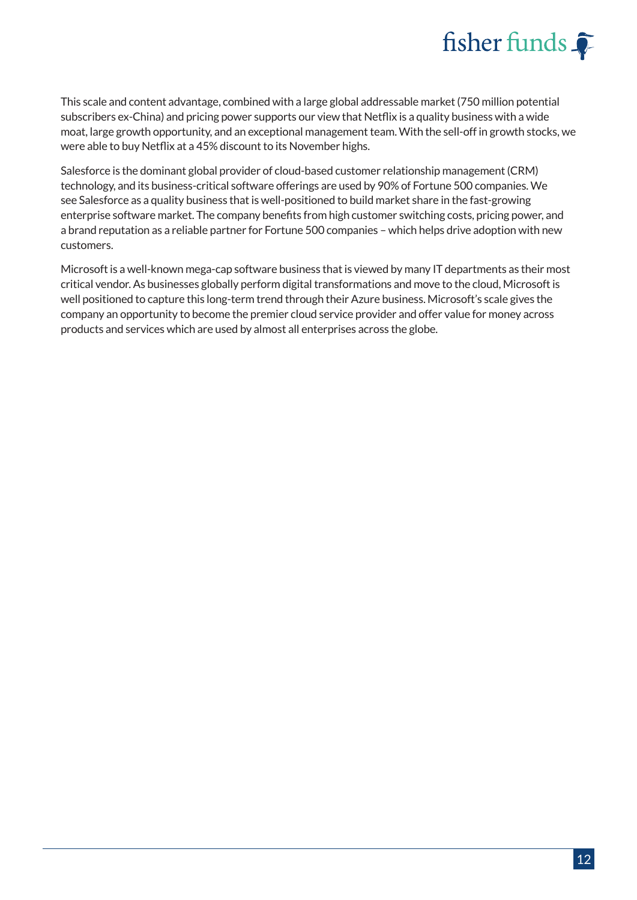This scale and content advantage, combined with a large global addressable market (750 million potential subscribers ex-China) and pricing power supports our view that Netflix is a quality business with a wide moat, large growth opportunity, and an exceptional management team. With the sell-off in growth stocks, we were able to buy Netflix at a 45% discount to its November highs.

Salesforce is the dominant global provider of cloud-based customer relationship management (CRM) technology, and its business-critical software offerings are used by 90% of Fortune 500 companies. We see Salesforce as a quality business that is well-positioned to build market share in the fast-growing enterprise software market. The company benefits from high customer switching costs, pricing power, and a brand reputation as a reliable partner for Fortune 500 companies – which helps drive adoption with new customers.

Microsoft is a well-known mega-cap software business that is viewed by many IT departments as their most critical vendor. As businesses globally perform digital transformations and move to the cloud, Microsoft is well positioned to capture this long-term trend through their Azure business. Microsoft's scale gives the company an opportunity to become the premier cloud service provider and offer value for money across products and services which are used by almost all enterprises across the globe.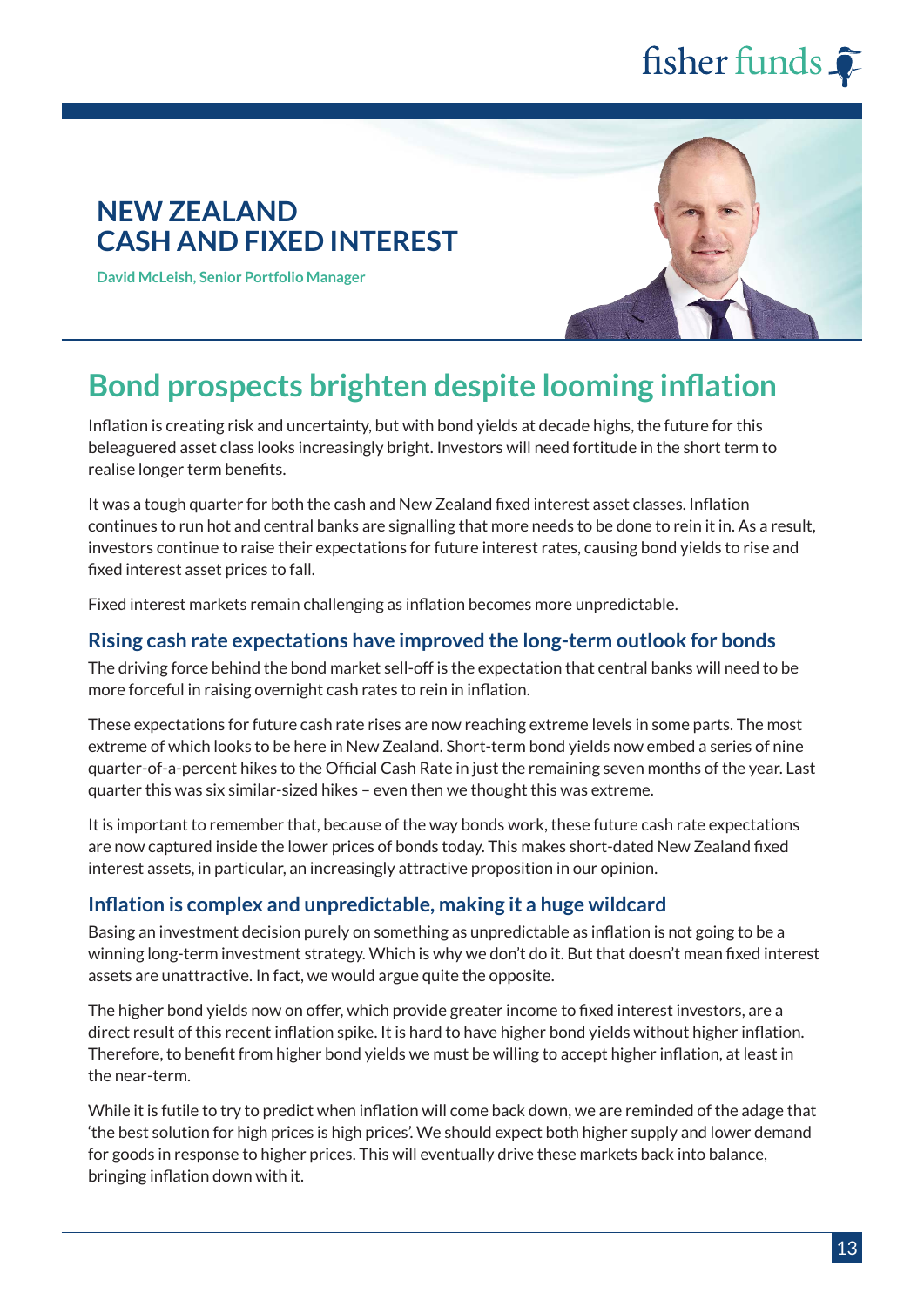# NEW ZEALAND CASH AND FIXED INTEREST

**David McLeish, Senior Portfolio Manager**

## Bond prospects brighten despite looming inflation

Inflation is creating risk and uncertainty, but with bond yields at decade highs, the future for this beleaguered asset class looks increasingly bright. Investors will need fortitude in the short term to realise longer term benefits.

It was a tough quarter for both the cash and New Zealand fixed interest asset classes. Inflation continues to run hot and central banks are signalling that more needs to be done to rein it in. As a result, investors continue to raise their expectations for future interest rates, causing bond yields to rise and fixed interest asset prices to fall.

Fixed interest markets remain challenging as inflation becomes more unpredictable.

### Rising cash rate expectations have improved the long-term outlook for bonds

The driving force behind the bond market sell-off is the expectation that central banks will need to be more forceful in raising overnight cash rates to rein in inflation.

These expectations for future cash rate rises are now reaching extreme levels in some parts. The most extreme of which looks to be here in New Zealand. Short-term bond yields now embed a series of nine quarter-of-a-percent hikes to the Official Cash Rate in just the remaining seven months of the year. Last quarter this was six similar-sized hikes – even then we thought this was extreme.

It is important to remember that, because of the way bonds work, these future cash rate expectations are now captured inside the lower prices of bonds today. This makes short-dated New Zealand fixed interest assets, in particular, an increasingly attractive proposition in our opinion.

### Inflation is complex and unpredictable, making it a huge wildcard

Basing an investment decision purely on something as unpredictable as inflation is not going to be a winning long-term investment strategy. Which is why we don't do it. But that doesn't mean fixed interest assets are unattractive. In fact, we would argue quite the opposite.

The higher bond yields now on offer, which provide greater income to fixed interest investors, are a direct result of this recent inflation spike. It is hard to have higher bond yields without higher inflation. Therefore, to benefit from higher bond yields we must be willing to accept higher inflation, at least in the near-term.

While it is futile to try to predict when inflation will come back down, we are reminded of the adage that 'the best solution for high prices is high prices'. We should expect both higher supply and lower demand for goods in response to higher prices. This will eventually drive these markets back into balance, bringing inflation down with it.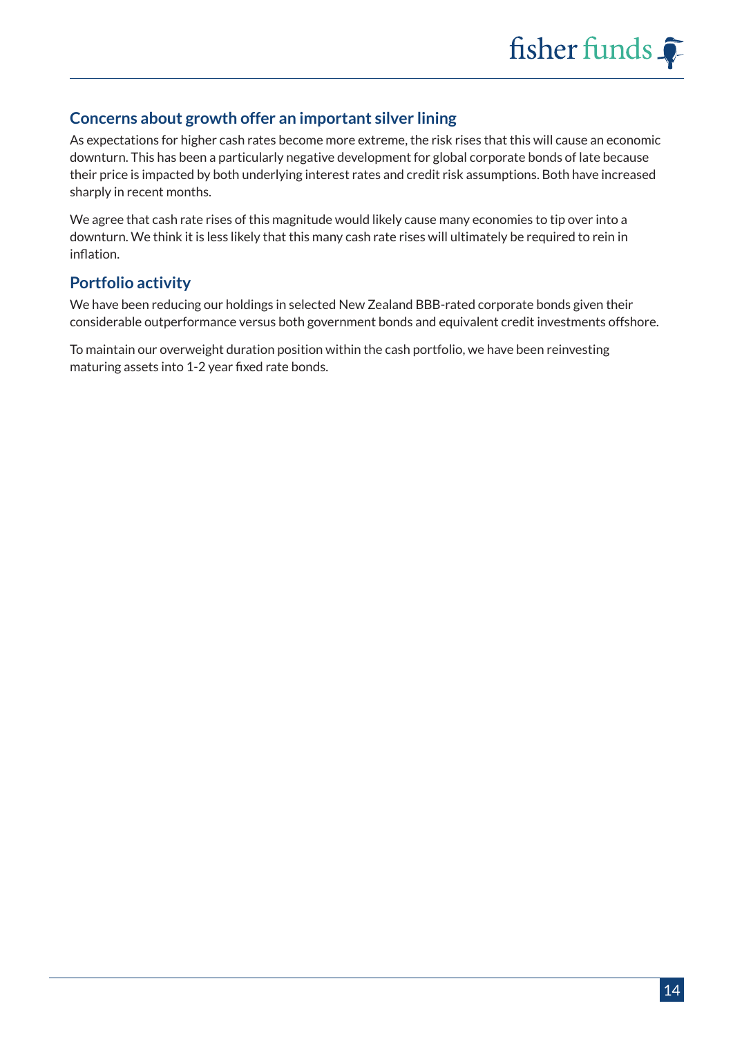## Concerns about growth offer an important silver lining

As expectations for higher cash rates become more extreme, the risk rises that this will cause an economic downturn. This has been a particularly negative development for global corporate bonds of late because their price is impacted by both underlying interest rates and credit risk assumptions. Both have increased sharply in recent months.

We agree that cash rate rises of this magnitude would likely cause many economies to tip over into a downturn. We think it is less likely that this many cash rate rises will ultimately be required to rein in inflation.

## Portfolio activity

We have been reducing our holdings in selected New Zealand BBB-rated corporate bonds given their considerable outperformance versus both government bonds and equivalent credit investments offshore.

To maintain our overweight duration position within the cash portfolio, we have been reinvesting maturing assets into 1-2 year fixed rate bonds.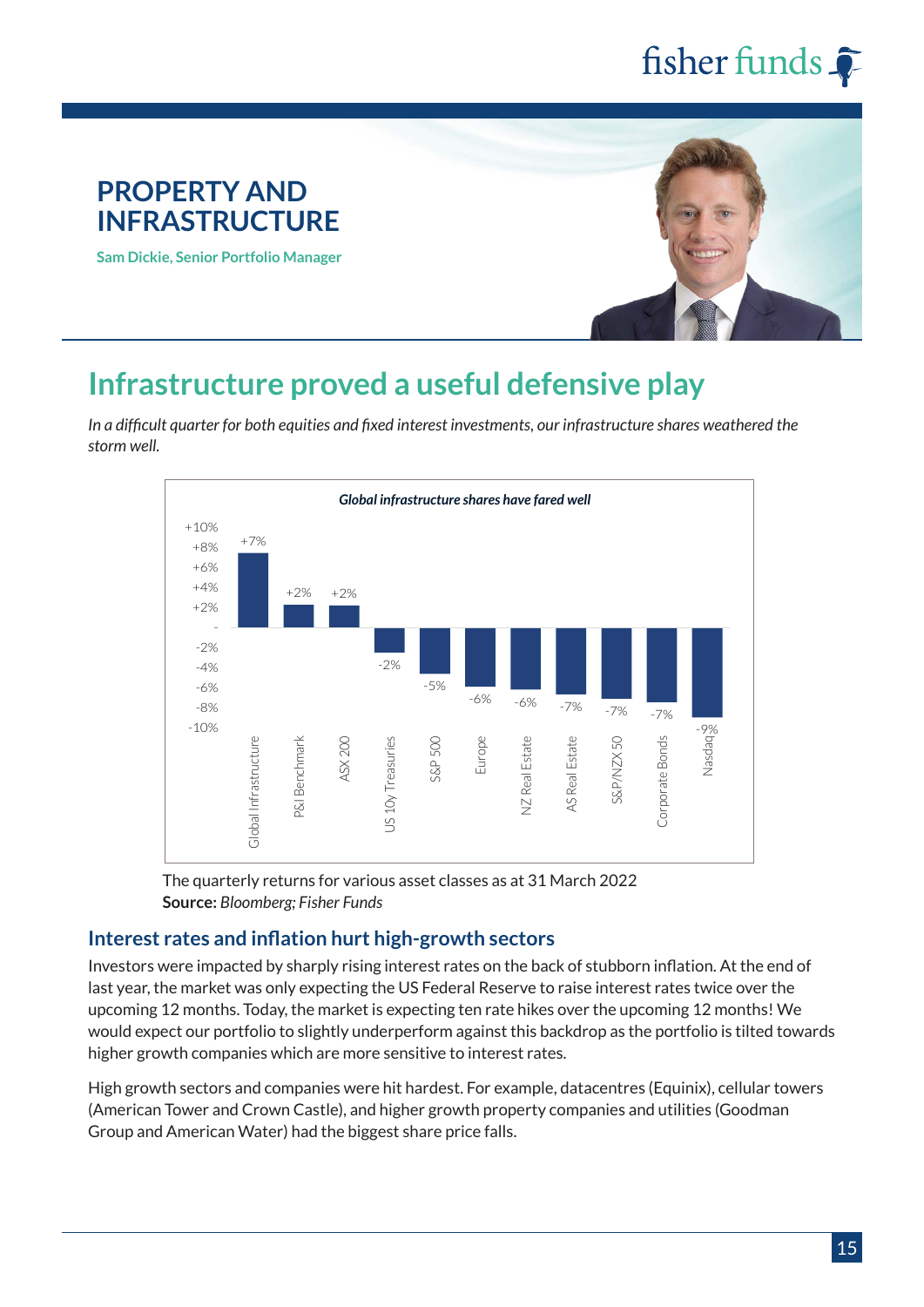## PROPERTY AND INFRASTRUCTURE

**Sam Dickie, Senior Portfolio Manager**

# Infrastructure proved a useful defensive play

*In a difficult quarter for both equities and fixed interest investments, our infrastructure shares weathered the storm well.*

***Global infrastructure shares have fared well***

| Asset class | Return |
|---|---|
| Global Infrastructure | +7% |
| P&I Benchmark | +2% |
| ASX 200 | +2% |
| US 10y Treasuries | -2% |
| S&P 500 | -5% |
| Europe | -6% |
| NZ Real Estate | -6% |
| AS Real Estate | -7% |
| S&P/NZX 50 | -7% |
| Corporate Bonds | -7% |
| Nasdaq | -9% |

The quarterly returns for various asset classes as at 31 March 2022
**Source:** *Bloomberg; Fisher Funds*

### Interest rates and inflation hurt high-growth sectors

Investors were impacted by sharply rising interest rates on the back of stubborn inflation. At the end of last year, the market was only expecting the US Federal Reserve to raise interest rates twice over the upcoming 12 months. Today, the market is expecting ten rate hikes over the upcoming 12 months! We would expect our portfolio to slightly underperform against this backdrop as the portfolio is tilted towards higher growth companies which are more sensitive to interest rates.

High growth sectors and companies were hit hardest. For example, datacentres (Equinix), cellular towers (American Tower and Crown Castle), and higher growth property companies and utilities (Goodman Group and American Water) had the biggest share price falls.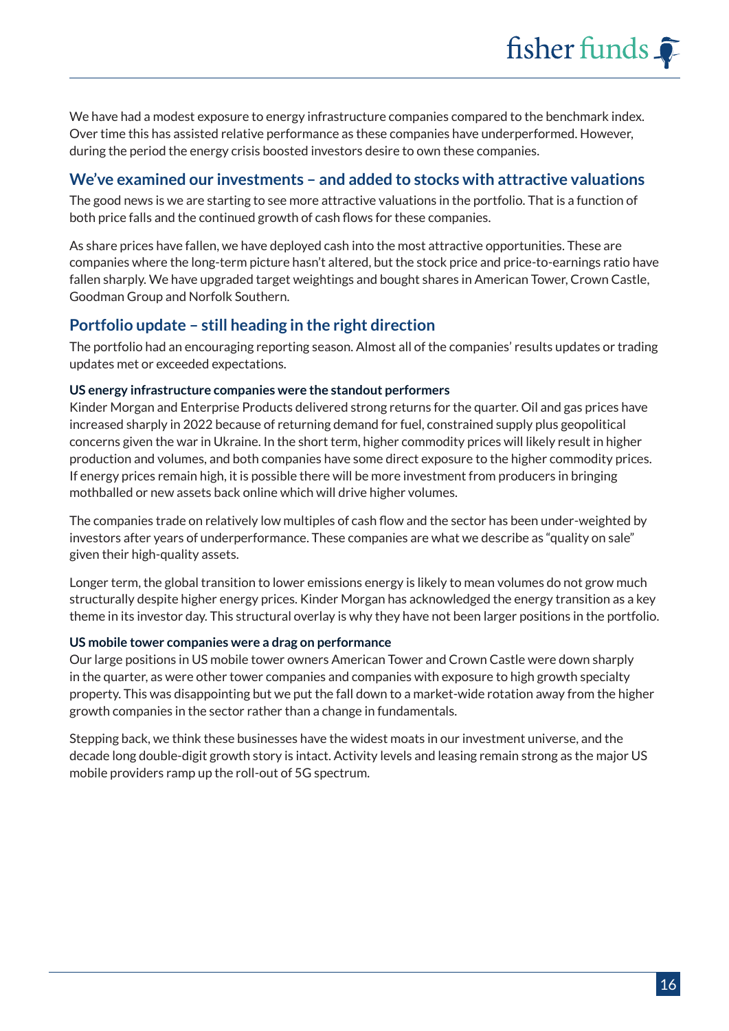We have had a modest exposure to energy infrastructure companies compared to the benchmark index. Over time this has assisted relative performance as these companies have underperformed. However, during the period the energy crisis boosted investors desire to own these companies.

## We've examined our investments – and added to stocks with attractive valuations

The good news is we are starting to see more attractive valuations in the portfolio. That is a function of both price falls and the continued growth of cash flows for these companies.

As share prices have fallen, we have deployed cash into the most attractive opportunities. These are companies where the long-term picture hasn't altered, but the stock price and price-to-earnings ratio have fallen sharply. We have upgraded target weightings and bought shares in American Tower, Crown Castle, Goodman Group and Norfolk Southern.

## Portfolio update – still heading in the right direction

The portfolio had an encouraging reporting season. Almost all of the companies' results updates or trading updates met or exceeded expectations.

**US energy infrastructure companies were the standout performers**

Kinder Morgan and Enterprise Products delivered strong returns for the quarter. Oil and gas prices have increased sharply in 2022 because of returning demand for fuel, constrained supply plus geopolitical concerns given the war in Ukraine. In the short term, higher commodity prices will likely result in higher production and volumes, and both companies have some direct exposure to the higher commodity prices. If energy prices remain high, it is possible there will be more investment from producers in bringing mothballed or new assets back online which will drive higher volumes.

The companies trade on relatively low multiples of cash flow and the sector has been under-weighted by investors after years of underperformance. These companies are what we describe as "quality on sale" given their high-quality assets.

Longer term, the global transition to lower emissions energy is likely to mean volumes do not grow much structurally despite higher energy prices. Kinder Morgan has acknowledged the energy transition as a key theme in its investor day. This structural overlay is why they have not been larger positions in the portfolio.

**US mobile tower companies were a drag on performance**

Our large positions in US mobile tower owners American Tower and Crown Castle were down sharply in the quarter, as were other tower companies and companies with exposure to high growth specialty property. This was disappointing but we put the fall down to a market-wide rotation away from the higher growth companies in the sector rather than a change in fundamentals.

Stepping back, we think these businesses have the widest moats in our investment universe, and the decade long double-digit growth story is intact. Activity levels and leasing remain strong as the major US mobile providers ramp up the roll-out of 5G spectrum.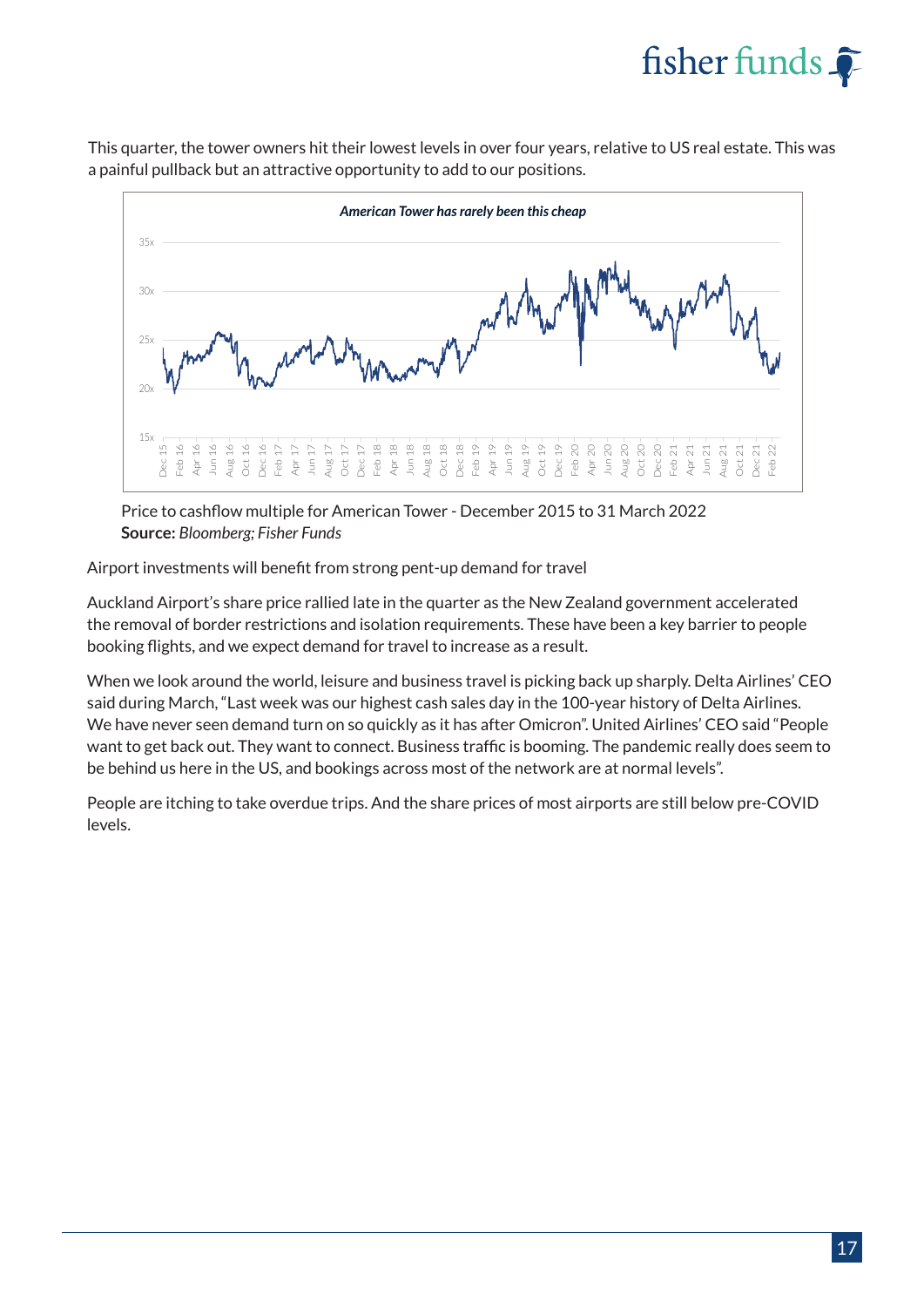This quarter, the tower owners hit their lowest levels in over four years, relative to US real estate. This was a painful pullback but an attractive opportunity to add to our positions.

***American Tower has rarely been this cheap***

Price to cashflow multiple for American Tower - December 2015 to 31 March 2022
**Source:** *Bloomberg; Fisher Funds*

Airport investments will benefit from strong pent-up demand for travel

Auckland Airport's share price rallied late in the quarter as the New Zealand government accelerated the removal of border restrictions and isolation requirements. These have been a key barrier to people booking flights, and we expect demand for travel to increase as a result.

When we look around the world, leisure and business travel is picking back up sharply. Delta Airlines' CEO said during March, "Last week was our highest cash sales day in the 100-year history of Delta Airlines. We have never seen demand turn on so quickly as it has after Omicron". United Airlines' CEO said "People want to get back out. They want to connect. Business traffic is booming. The pandemic really does seem to be behind us here in the US, and bookings across most of the network are at normal levels".

People are itching to take overdue trips. And the share prices of most airports are still below pre-COVID levels.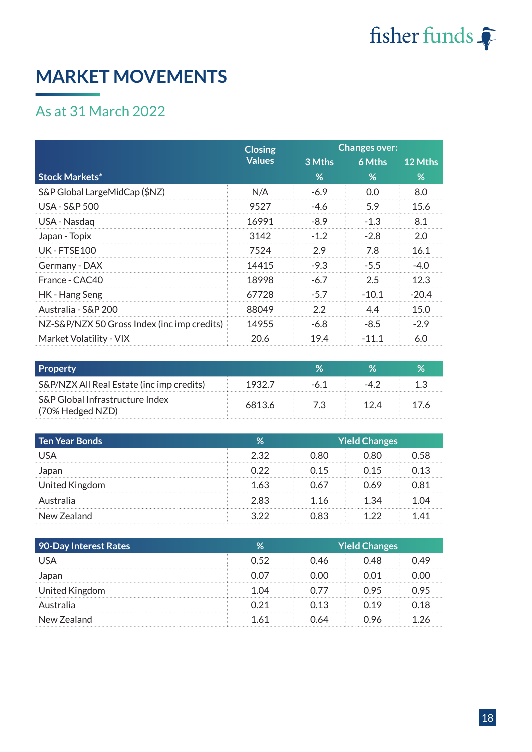# MARKET MOVEMENTS

## As at 31 March 2022

| Stock Markets* | Closing Values | Changes over: 3 Mths % | 6 Mths % | 12 Mths % |
|---|---|---|---|---|
| S&P Global LargeMidCap ($NZ) | N/A | -6.9 | 0.0 | 8.0 |
| USA - S&P 500 | 9527 | -4.6 | 5.9 | 15.6 |
| USA - Nasdaq | 16991 | -8.9 | -1.3 | 8.1 |
| Japan - Topix | 3142 | -1.2 | -2.8 | 2.0 |
| UK - FTSE100 | 7524 | 2.9 | 7.8 | 16.1 |
| Germany - DAX | 14415 | -9.3 | -5.5 | -4.0 |
| France - CAC40 | 18998 | -6.7 | 2.5 | 12.3 |
| HK - Hang Seng | 67728 | -5.7 | -10.1 | -20.4 |
| Australia - S&P 200 | 88049 | 2.2 | 4.4 | 15.0 |
| NZ-S&P/NZX 50 Gross Index (inc imp credits) | 14955 | -6.8 | -8.5 | -2.9 |
| Market Volatility - VIX | 20.6 | 19.4 | -11.1 | 6.0 |

| Property | | % | % | % |
|---|---|---|---|---|
| S&P/NZX All Real Estate (inc imp credits) | 1932.7 | -6.1 | -4.2 | 1.3 |
| S&P Global Infrastructure Index (70% Hedged NZD) | 6813.6 | 7.3 | 12.4 | 17.6 |

| Ten Year Bonds | % | Yield Changes | | |
|---|---|---|---|---|
| USA | 2.32 | 0.80 | 0.80 | 0.58 |
| Japan | 0.22 | 0.15 | 0.15 | 0.13 |
| United Kingdom | 1.63 | 0.67 | 0.69 | 0.81 |
| Australia | 2.83 | 1.16 | 1.34 | 1.04 |
| New Zealand | 3.22 | 0.83 | 1.22 | 1.41 |

| 90-Day Interest Rates | % | Yield Changes | | |
|---|---|---|---|---|
| USA | 0.52 | 0.46 | 0.48 | 0.49 |
| Japan | 0.07 | 0.00 | 0.01 | 0.00 |
| United Kingdom | 1.04 | 0.77 | 0.95 | 0.95 |
| Australia | 0.21 | 0.13 | 0.19 | 0.18 |
| New Zealand | 1.61 | 0.64 | 0.96 | 1.26 |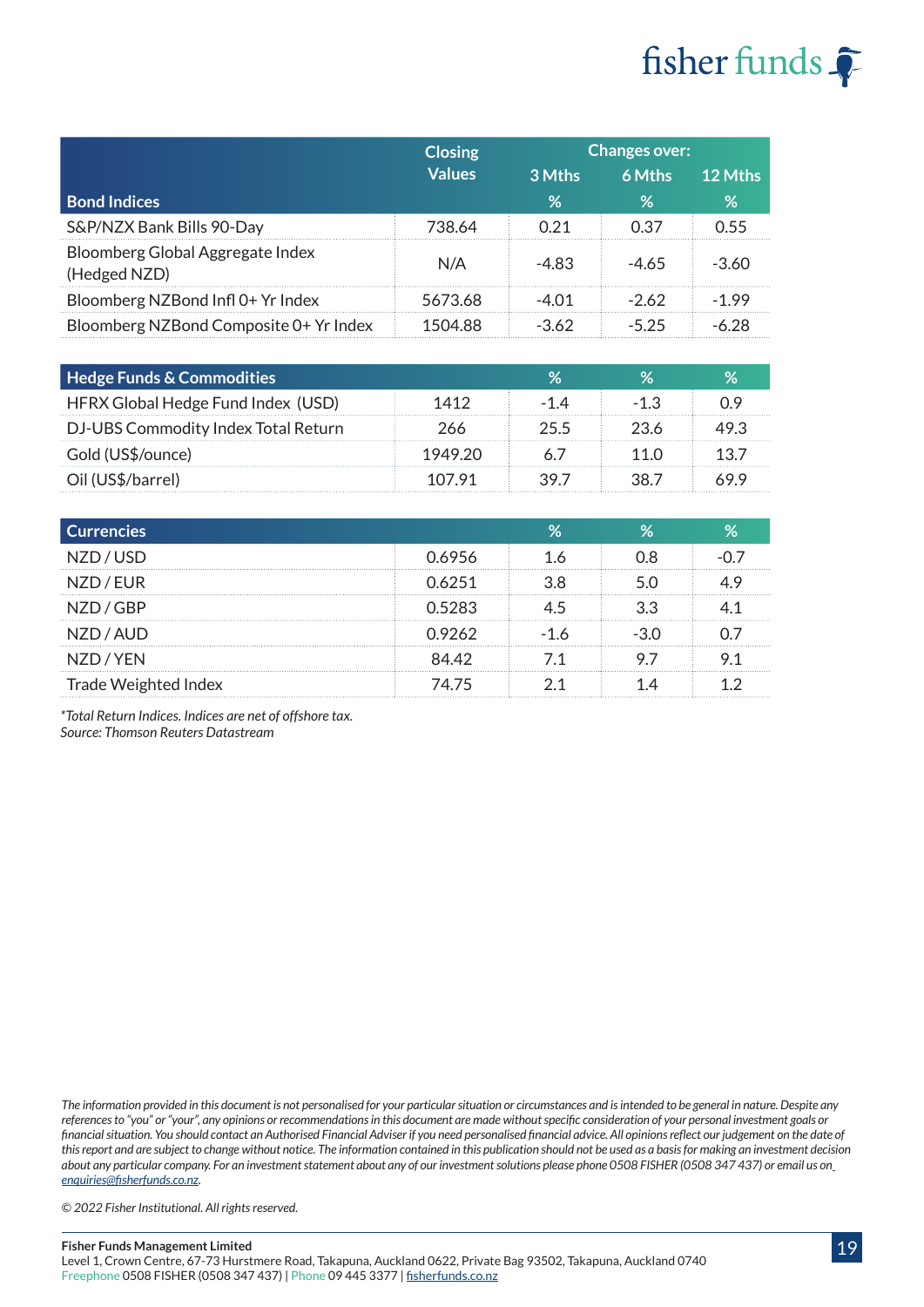| Bond Indices | Closing Values | Changes over: 3 Mths % | 6 Mths % | 12 Mths % |
|---|---|---|---|---|
| S&P/NZX Bank Bills 90-Day | 738.64 | 0.21 | 0.37 | 0.55 |
| Bloomberg Global Aggregate Index (Hedged NZD) | N/A | -4.83 | -4.65 | -3.60 |
| Bloomberg NZBond Infl 0+ Yr Index | 5673.68 | -4.01 | -2.62 | -1.99 |
| Bloomberg NZBond Composite 0+ Yr Index | 1504.88 | -3.62 | -5.25 | -6.28 |

| Hedge Funds & Commodities | | % | % | % |
|---|---|---|---|---|
| HFRX Global Hedge Fund Index (USD) | 1412 | -1.4 | -1.3 | 0.9 |
| DJ-UBS Commodity Index Total Return | 266 | 25.5 | 23.6 | 49.3 |
| Gold (US$/ounce) | 1949.20 | 6.7 | 11.0 | 13.7 |
| Oil (US$/barrel) | 107.91 | 39.7 | 38.7 | 69.9 |

| Currencies | | % | % | % |
|---|---|---|---|---|
| NZD / USD | 0.6956 | 1.6 | 0.8 | -0.7 |
| NZD / EUR | 0.6251 | 3.8 | 5.0 | 4.9 |
| NZD / GBP | 0.5283 | 4.5 | 3.3 | 4.1 |
| NZD / AUD | 0.9262 | -1.6 | -3.0 | 0.7 |
| NZD / YEN | 84.42 | 7.1 | 9.7 | 9.1 |
| Trade Weighted Index | 74.75 | 2.1 | 1.4 | 1.2 |

*\*Total Return Indices. Indices are net of offshore tax.*
*Source: Thomson Reuters Datastream*

*The information provided in this document is not personalised for your particular situation or circumstances and is intended to be general in nature. Despite any references to "you" or "your", any opinions or recommendations in this document are made without specific consideration of your personal investment goals or financial situation. You should contact an Authorised Financial Adviser if you need personalised financial advice. All opinions reflect our judgement on the date of this report and are subject to change without notice. The information contained in this publication should not be used as a basis for making an investment decision about any particular company. For an investment statement about any of our investment solutions please phone 0508 FISHER (0508 347 437) or email us on enquiries@fisherfunds.co.nz.*

*© 2022 Fisher Institutional. All rights reserved.*

**Fisher Funds Management Limited**
Level 1, Crown Centre, 67-73 Hurstmere Road, Takapuna, Auckland 0622, Private Bag 93502, Takapuna, Auckland 0740
Freephone 0508 FISHER (0508 347 437) | Phone 09 445 3377 | fisherfunds.co.nz